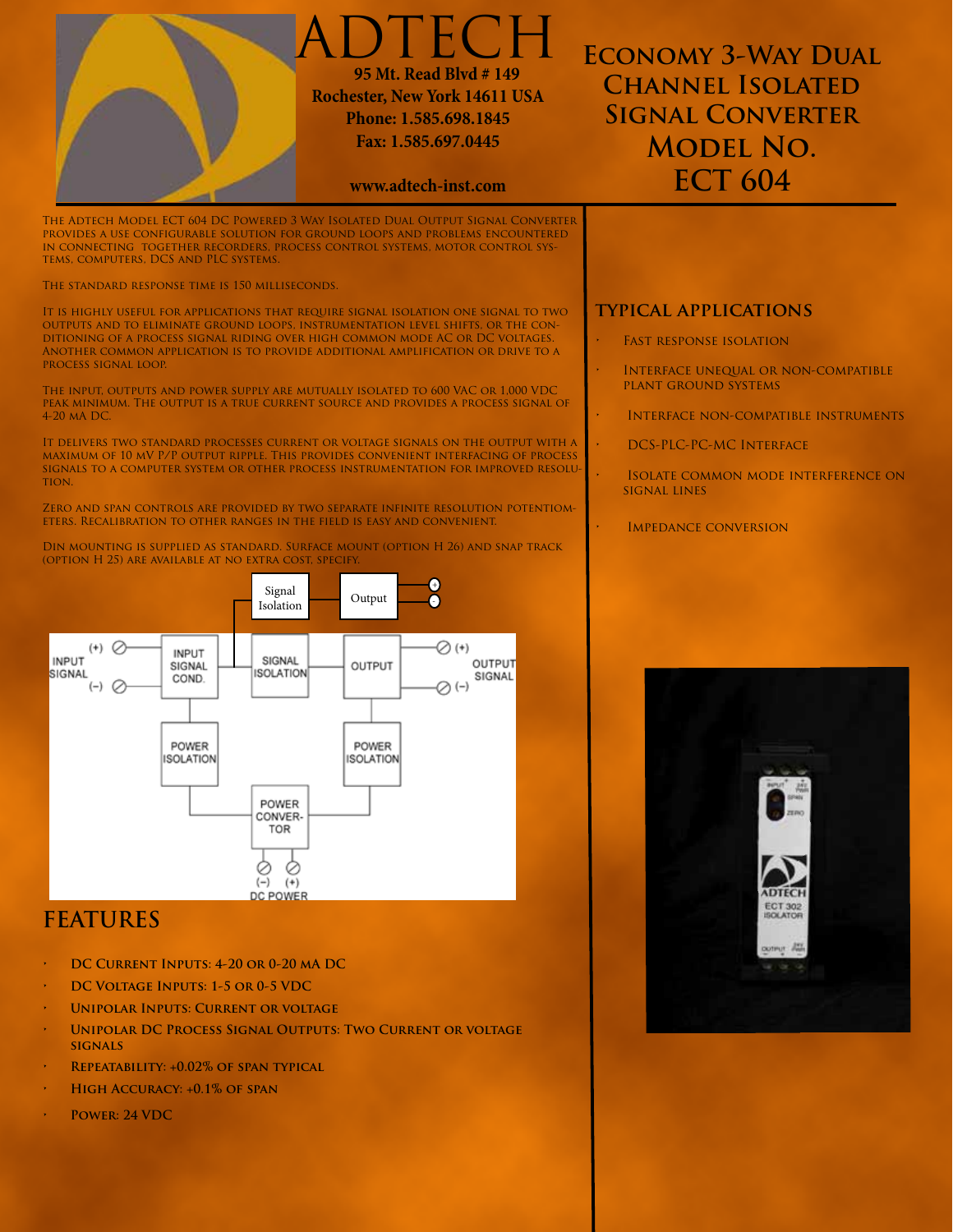# ADTECH

**95 Mt. Read Blvd # 149**
**Rochester, New York 14611 USA**
**Phone: 1.585.698.1845**
**Fax: 1.585.697.0445**

**www.adtech-inst.com**

# Economy 3-Way Dual Channel Isolated Signal Converter Model No. ECT 604

The Adtech Model ECT 604 DC Powered 3 Way Isolated Dual Output Signal Converter provides a use configurable solution for ground loops and problems encountered in connecting together recorders, process control systems, motor control systems, computers, DCS and PLC systems.

The standard response time is 150 milliseconds.

It is highly useful for applications that require signal isolation one signal to two outputs and to eliminate ground loops, instrumentation level shifts, or the conditioning of a process signal riding over high common mode AC or DC voltages. Another common application is to provide additional amplification or drive to a process signal loop.

The input, outputs and power supply are mutually isolated to 600 VAC or 1,000 VDC peak minimum. The output is a true current source and provides a process signal of 4-20 mA DC.

It delivers two standard processes current or voltage signals on the output with a maximum of 10 mV p/p output ripple. This provides convenient interfacing of process signals to a computer system or other process instrumentation for improved resolution.

Zero and span controls are provided by two separate infinite resolution potentiometers. Recalibration to other ranges in the field is easy and convenient.

Din mounting is supplied as standard. Surface mount (option H 26) and snap track (option H 25) are available at no extra cost, specify.

## FEATURES

- DC Current Inputs: 4-20 or 0-20 mA DC
- DC Voltage Inputs: 1-5 or 0-5 VDC
- Unipolar Inputs: Current or voltage
- Unipolar DC Process Signal Outputs: Two current or voltage signals
- Repeatability: +0.02% of span typical
- High Accuracy: +0.1% of span
- Power: 24 VDC

## TYPICAL APPLICATIONS

- Fast response isolation
- Interface unequal or non-compatible plant ground systems
- Interface non-compatible instruments
- DCS-PLC-PC-MC Interface
- Isolate common mode interference on signal lines
- Impedance conversion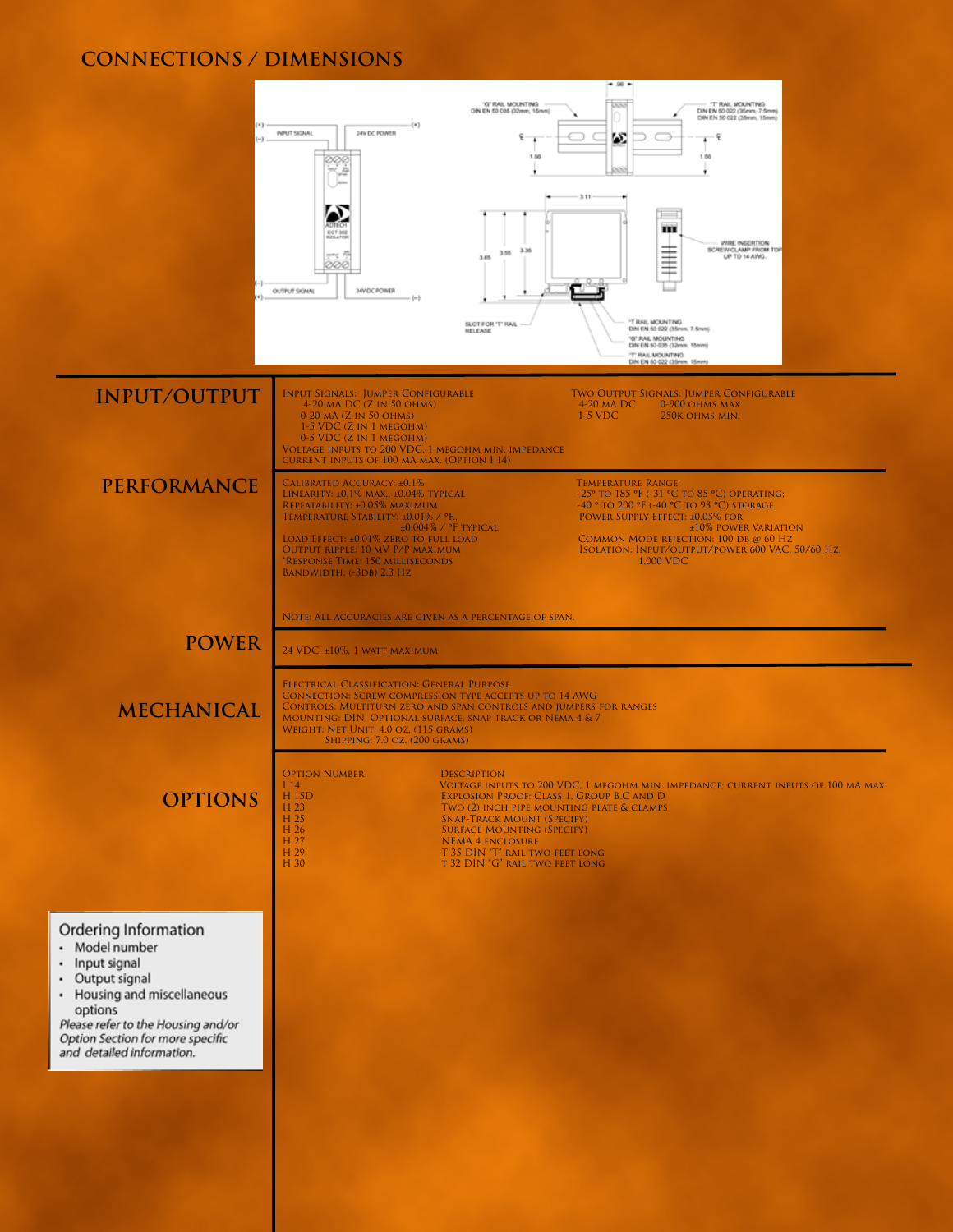# CONNECTIONS / DIMENSIONS

"G" RAIL MOUNTING DIN EN 50 035 (32mm, 15mm)

"T" RAIL MOUNTING DIN EN 50 022 (35mm, 7.5mm) DIN EN 50 022 (35mm, 15mm)

INPUT SIGNAL

24V DC POWER

OUTPUT SIGNAL

24V DC POWER

1.56

1.56

3.11

3.65

3.55

3.36

WIRE INSERTION SCREW CLAMP FROM TOP UP TO 14 AWG.

SLOT FOR "T" RAIL RELEASE

"T RAIL MOUNTING DIN EN 50 022 (35mm, 7.5mm)

"G" RAIL MOUNTING DIN EN 50 035 (32mm, 15mm)

"T" RAIL MOUNTING DIN EN 50 022 (35mm, 15mm)

## INPUT/OUTPUT

Input Signals: Jumper Configurable
- 4-20 mA DC (Z in 50 ohms)
- 0-20 mA (Z in 50 ohms)
- 1-5 VDC (Z in 1 megohm)
- 0-5 VDC (Z in 1 megohm)

Voltage inputs to 200 VDC, 1 megohm min. impedance
Current inputs of 100 mA max. (Option I 14)

Two Output Signals: Jumper Configurable

| | |
|---|---|
| 4-20 mA DC | 0-900 ohms max |
| 1-5 VDC | 250K ohms min. |

## PERFORMANCE

Calibrated Accuracy: ±0.1%
Linearity: ±0.1% max., ±0.04% typical
Repeatability: ±0.05% maximum
Temperature Stability: ±0.01% / °F,
±0.004% / °F typical
Load Effect: ±0.01% zero to full load
Output Ripple: 10 mV P/P maximum
*Response Time: 150 milliseconds
Bandwidth: (-3dB) 2.3 Hz

Temperature Range:
-25° to 185 °F (-31 °C to 85 °C) operating;
-40 ° to 200 °F (-40 °C to 93 °C) storage
Power Supply Effect: ±0.05% for
±10% power variation
Common Mode Rejection: 100 dB @ 60 Hz
Isolation: Input/output/power 600 VAC, 50/60 Hz,
1,000 VDC

Note: All accuracies are given as a percentage of span.

## POWER

24 VDC, ±10%, 1 watt maximum

## MECHANICAL

Electrical Classification: General Purpose
Connection: Screw compression type accepts up to 14 AWG
Controls: Multiturn zero and span controls and jumpers for ranges
Mounting: DIN: Optional surface, snap track or NEMA 4 & 7
Weight: Net Unit: 4.0 oz. (115 grams)
Shipping: 7.0 oz. (200 grams)

## OPTIONS

| Option Number | Description |
|---|---|
| I 14 | Voltage inputs to 200 VDC, 1 megohm min. impedance; current inputs of 100 mA max. |
| H 15D | Explosion Proof: Class 1, Group B,C and D |
| H 23 | Two (2) inch pipe mounting plate & clamps |
| H 25 | Snap-Track Mount (Specify) |
| H 26 | Surface Mounting (Specify) |
| H 27 | NEMA 4 Enclosure |
| H 29 | T 35 DIN "T" rail two feet long |
| H 30 | T 32 DIN "G" rail two feet long |

### Ordering Information

- Model number
- Input signal
- Output signal
- Housing and miscellaneous options

*Please refer to the Housing and/or Option Section for more specific and detailed information.*